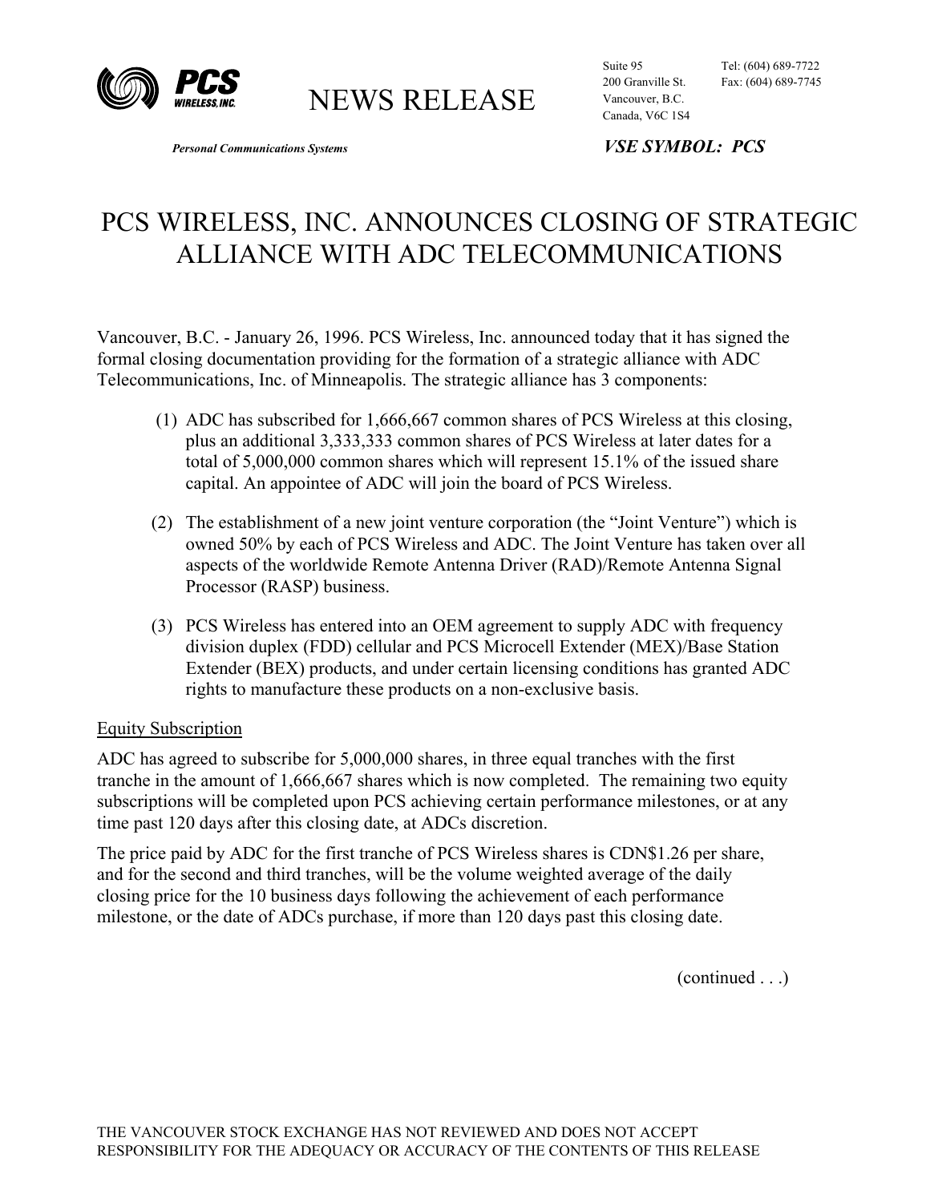**PCS WIRELESS, INC.**

# NEWS RELEASE

Suite 95
200 Granville St.
Vancouver, B.C.
Canada, V6C 1S4

Tel: (604) 689-7722
Fax: (604) 689-7745

*Personal Communications Systems*

***VSE SYMBOL: PCS***

## PCS WIRELESS, INC. ANNOUNCES CLOSING OF STRATEGIC ALLIANCE WITH ADC TELECOMMUNICATIONS

Vancouver, B.C. - January 26, 1996. PCS Wireless, Inc. announced today that it has signed the formal closing documentation providing for the formation of a strategic alliance with ADC Telecommunications, Inc. of Minneapolis. The strategic alliance has 3 components:

(1) ADC has subscribed for 1,666,667 common shares of PCS Wireless at this closing, plus an additional 3,333,333 common shares of PCS Wireless at later dates for a total of 5,000,000 common shares which will represent 15.1% of the issued share capital. An appointee of ADC will join the board of PCS Wireless.

(2) The establishment of a new joint venture corporation (the "Joint Venture") which is owned 50% by each of PCS Wireless and ADC. The Joint Venture has taken over all aspects of the worldwide Remote Antenna Driver (RAD)/Remote Antenna Signal Processor (RASP) business.

(3) PCS Wireless has entered into an OEM agreement to supply ADC with frequency division duplex (FDD) cellular and PCS Microcell Extender (MEX)/Base Station Extender (BEX) products, and under certain licensing conditions has granted ADC rights to manufacture these products on a non-exclusive basis.

### Equity Subscription

ADC has agreed to subscribe for 5,000,000 shares, in three equal tranches with the first tranche in the amount of 1,666,667 shares which is now completed. The remaining two equity subscriptions will be completed upon PCS achieving certain performance milestones, or at any time past 120 days after this closing date, at ADCs discretion.

The price paid by ADC for the first tranche of PCS Wireless shares is CDN$1.26 per share, and for the second and third tranches, will be the volume weighted average of the daily closing price for the 10 business days following the achievement of each performance milestone, or the date of ADCs purchase, if more than 120 days past this closing date.

(continued . . .)

THE VANCOUVER STOCK EXCHANGE HAS NOT REVIEWED AND DOES NOT ACCEPT RESPONSIBILITY FOR THE ADEQUACY OR ACCURACY OF THE CONTENTS OF THIS RELEASE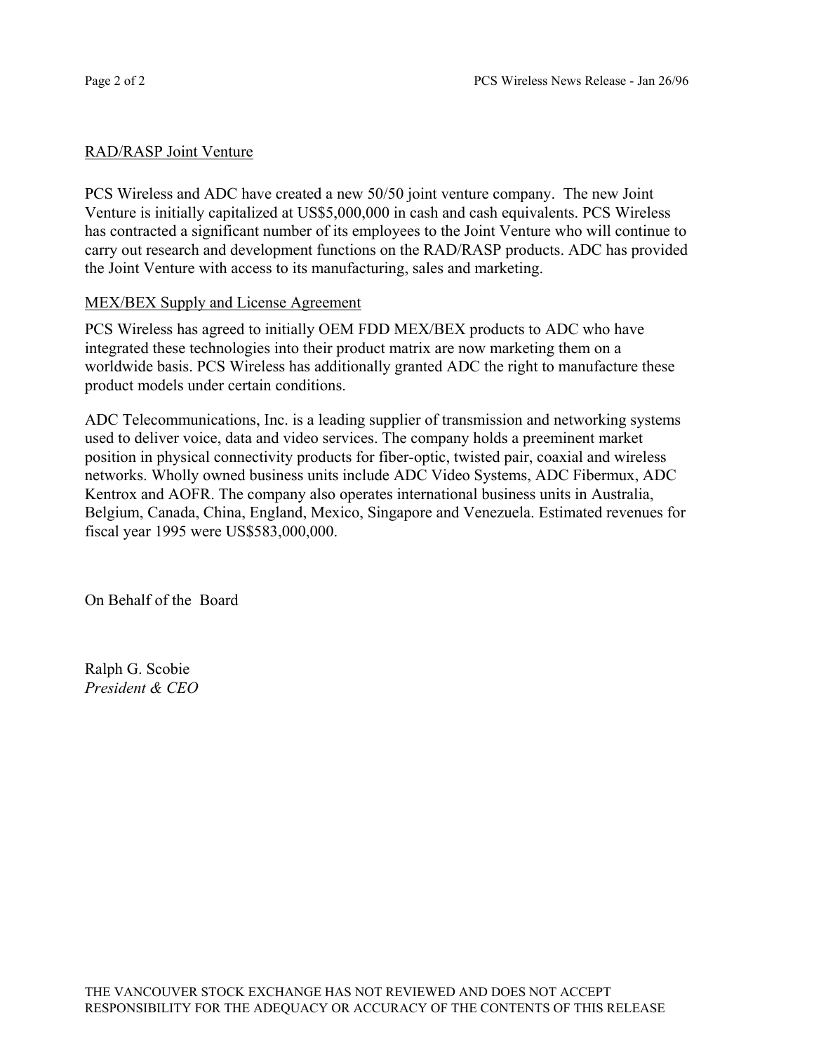<u>RAD/RASP Joint Venture</u>

PCS Wireless and ADC have created a new 50/50 joint venture company. The new Joint Venture is initially capitalized at US$5,000,000 in cash and cash equivalents. PCS Wireless has contracted a significant number of its employees to the Joint Venture who will continue to carry out research and development functions on the RAD/RASP products. ADC has provided the Joint Venture with access to its manufacturing, sales and marketing.

<u>MEX/BEX Supply and License Agreement</u>

PCS Wireless has agreed to initially OEM FDD MEX/BEX products to ADC who have integrated these technologies into their product matrix are now marketing them on a worldwide basis. PCS Wireless has additionally granted ADC the right to manufacture these product models under certain conditions.

ADC Telecommunications, Inc. is a leading supplier of transmission and networking systems used to deliver voice, data and video services. The company holds a preeminent market position in physical connectivity products for fiber-optic, twisted pair, coaxial and wireless networks. Wholly owned business units include ADC Video Systems, ADC Fibermux, ADC Kentrox and AOFR. The company also operates international business units in Australia, Belgium, Canada, China, England, Mexico, Singapore and Venezuela. Estimated revenues for fiscal year 1995 were US$583,000,000.

On Behalf of the Board

Ralph G. Scobie
*President & CEO*

THE VANCOUVER STOCK EXCHANGE HAS NOT REVIEWED AND DOES NOT ACCEPT RESPONSIBILITY FOR THE ADEQUACY OR ACCURACY OF THE CONTENTS OF THIS RELEASE